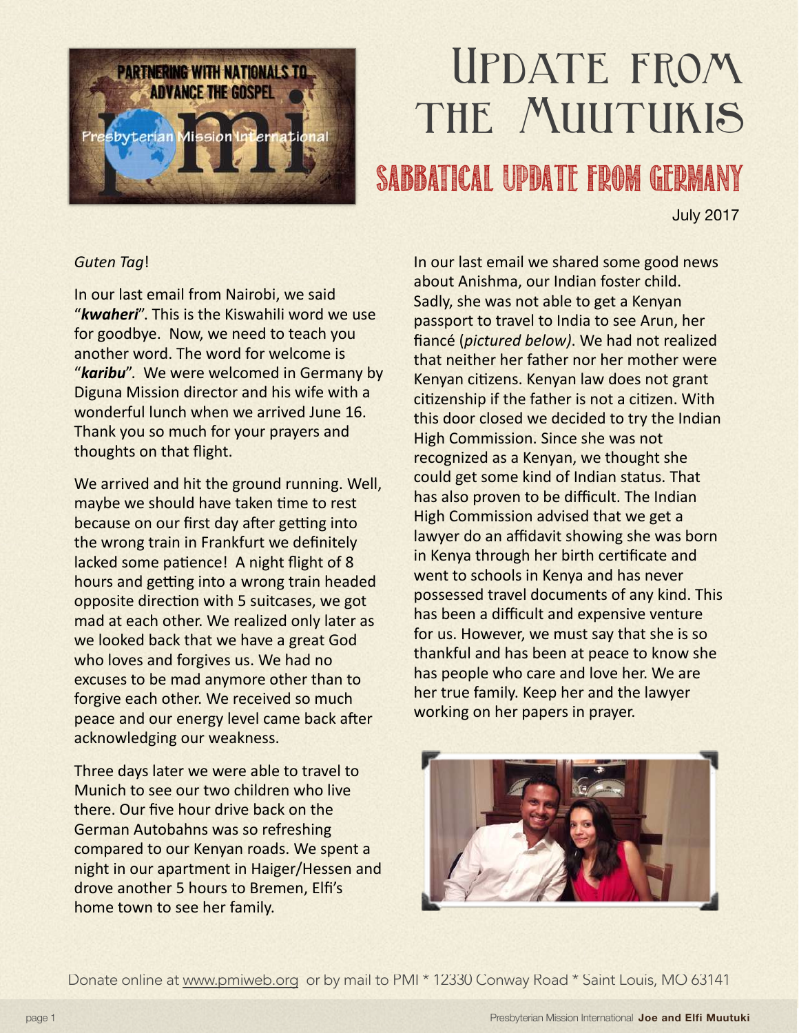# Update from the Muutukis

## Sabbatical Update from Germany

July 2017

*Guten Tag*!

In our last email from Nairobi, we said "***kwaheri***". This is the Kiswahili word we use for goodbye. Now, we need to teach you another word. The word for welcome is "***karibu***". We were welcomed in Germany by Diguna Mission director and his wife with a wonderful lunch when we arrived June 16. Thank you so much for your prayers and thoughts on that flight.

We arrived and hit the ground running. Well, maybe we should have taken time to rest because on our first day after getting into the wrong train in Frankfurt we definitely lacked some patience! A night flight of 8 hours and getting into a wrong train headed opposite direction with 5 suitcases, we got mad at each other. We realized only later as we looked back that we have a great God who loves and forgives us. We had no excuses to be mad anymore other than to forgive each other. We received so much peace and our energy level came back after acknowledging our weakness.

Three days later we were able to travel to Munich to see our two children who live there. Our five hour drive back on the German Autobahns was so refreshing compared to our Kenyan roads. We spent a night in our apartment in Haiger/Hessen and drove another 5 hours to Bremen, Elfi's home town to see her family.

In our last email we shared some good news about Anishma, our Indian foster child. Sadly, she was not able to get a Kenyan passport to travel to India to see Arun, her fiancé (*pictured below)*. We had not realized that neither her father nor her mother were Kenyan citizens. Kenyan law does not grant citizenship if the father is not a citizen. With this door closed we decided to try the Indian High Commission. Since she was not recognized as a Kenyan, we thought she could get some kind of Indian status. That has also proven to be difficult. The Indian High Commission advised that we get a lawyer do an affidavit showing she was born in Kenya through her birth certificate and went to schools in Kenya and has never possessed travel documents of any kind. This has been a difficult and expensive venture for us. However, we must say that she is so thankful and has been at peace to know she has people who care and love her. We are her true family. Keep her and the lawyer working on her papers in prayer.

Donate online at www.pmiweb.org or by mail to PMI * 12330 Conway Road * Saint Louis, MO 63141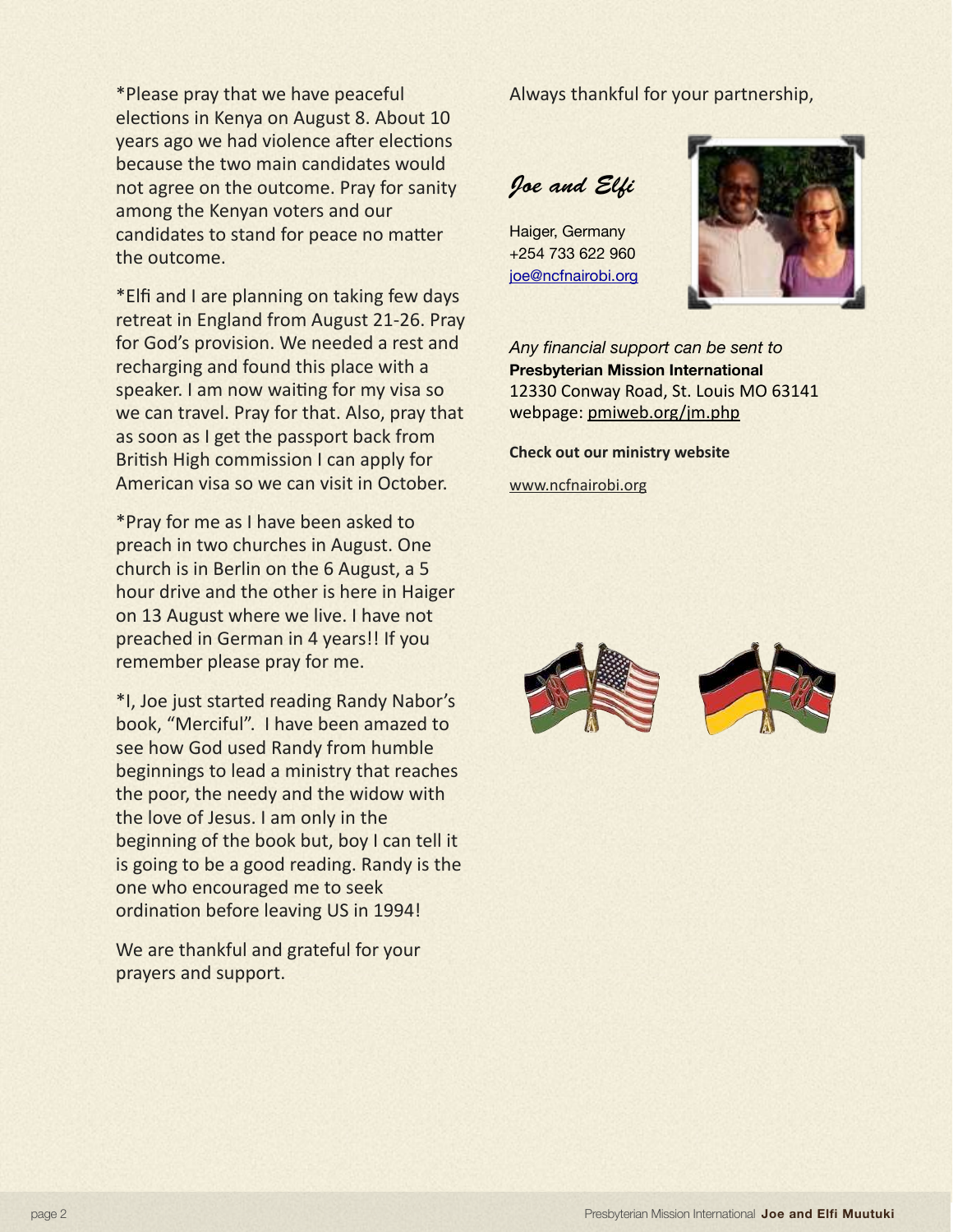*Please pray that we have peaceful elections in Kenya on August 8. About 10 years ago we had violence after elections because the two main candidates would not agree on the outcome. Pray for sanity among the Kenyan voters and our candidates to stand for peace no matter the outcome.

*Elfi and I are planning on taking few days retreat in England from August 21-26. Pray for God's provision. We needed a rest and recharging and found this place with a speaker. I am now waiting for my visa so we can travel. Pray for that. Also, pray that as soon as I get the passport back from British High commission I can apply for American visa so we can visit in October.

*Pray for me as I have been asked to preach in two churches in August. One church is in Berlin on the 6 August, a 5 hour drive and the other is here in Haiger on 13 August where we live. I have not preached in German in 4 years!! If you remember please pray for me.

*I, Joe just started reading Randy Nabor's book, "Merciful". I have been amazed to see how God used Randy from humble beginnings to lead a ministry that reaches the poor, the needy and the widow with the love of Jesus. I am only in the beginning of the book but, boy I can tell it is going to be a good reading. Randy is the one who encouraged me to seek ordination before leaving US in 1994!

We are thankful and grateful for your prayers and support.

Always thankful for your partnership,

*Joe and Elfi*

Haiger, Germany
+254 733 622 960
joe@ncfnairobi.org

*Any financial support can be sent to*
**Presbyterian Mission International**
12330 Conway Road, St. Louis MO 63141
webpage: pmiweb.org/jm.php

**Check out our ministry website**

www.ncfnairobi.org